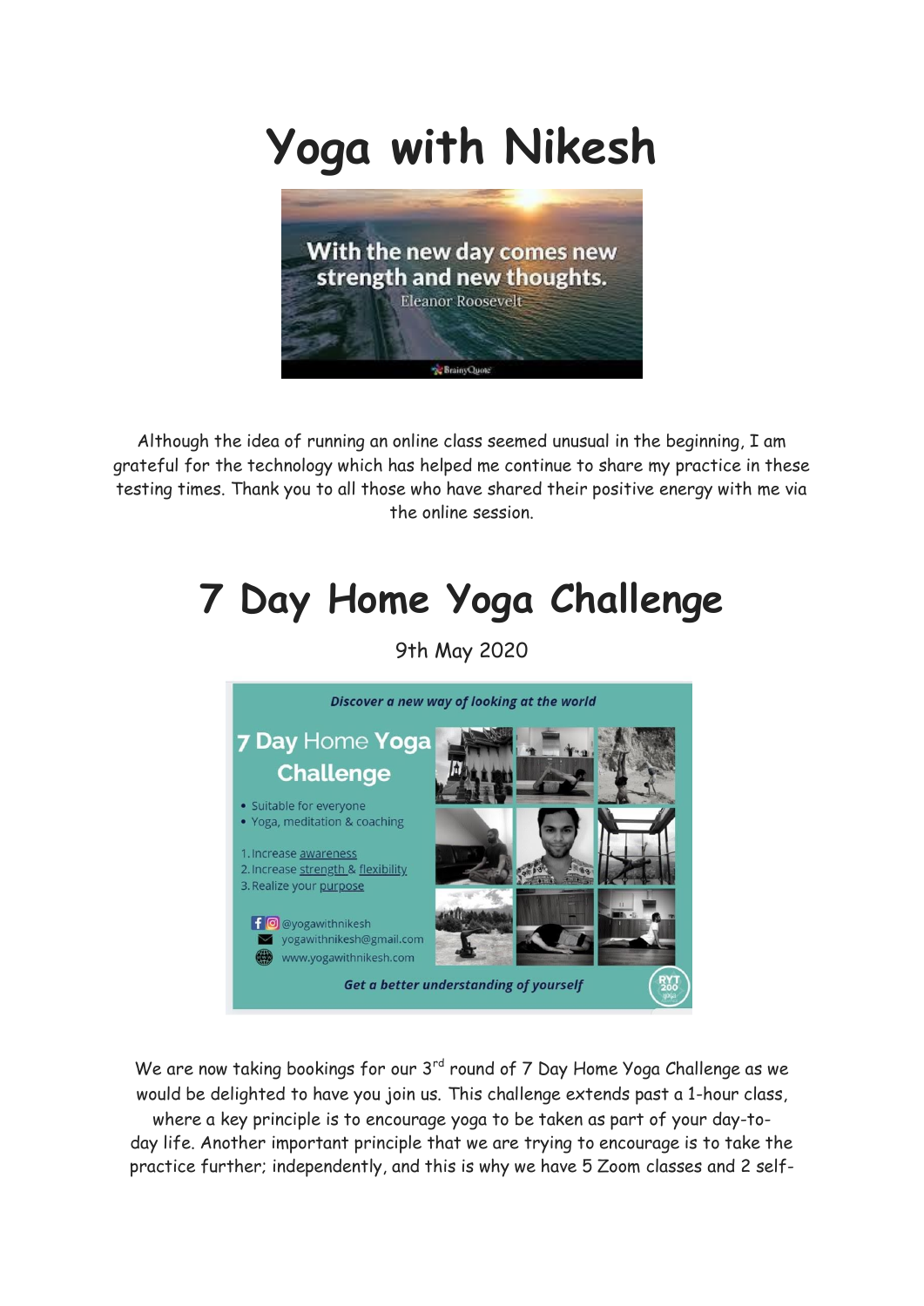# Yoga with Nikesh

Although the idea of running an online class seemed unusual in the beginning, I am grateful for the technology which has helped me continue to share my practice in these testing times. Thank you to all those who have shared their positive energy with me via the online session.

# 7 Day Home Yoga Challenge

9th May 2020

We are now taking bookings for our 3rd round of 7 Day Home Yoga Challenge as we would be delighted to have you join us. This challenge extends past a 1-hour class, where a key principle is to encourage yoga to be taken as part of your day-to-day life. Another important principle that we are trying to encourage is to take the practice further; independently, and this is why we have 5 Zoom classes and 2 self-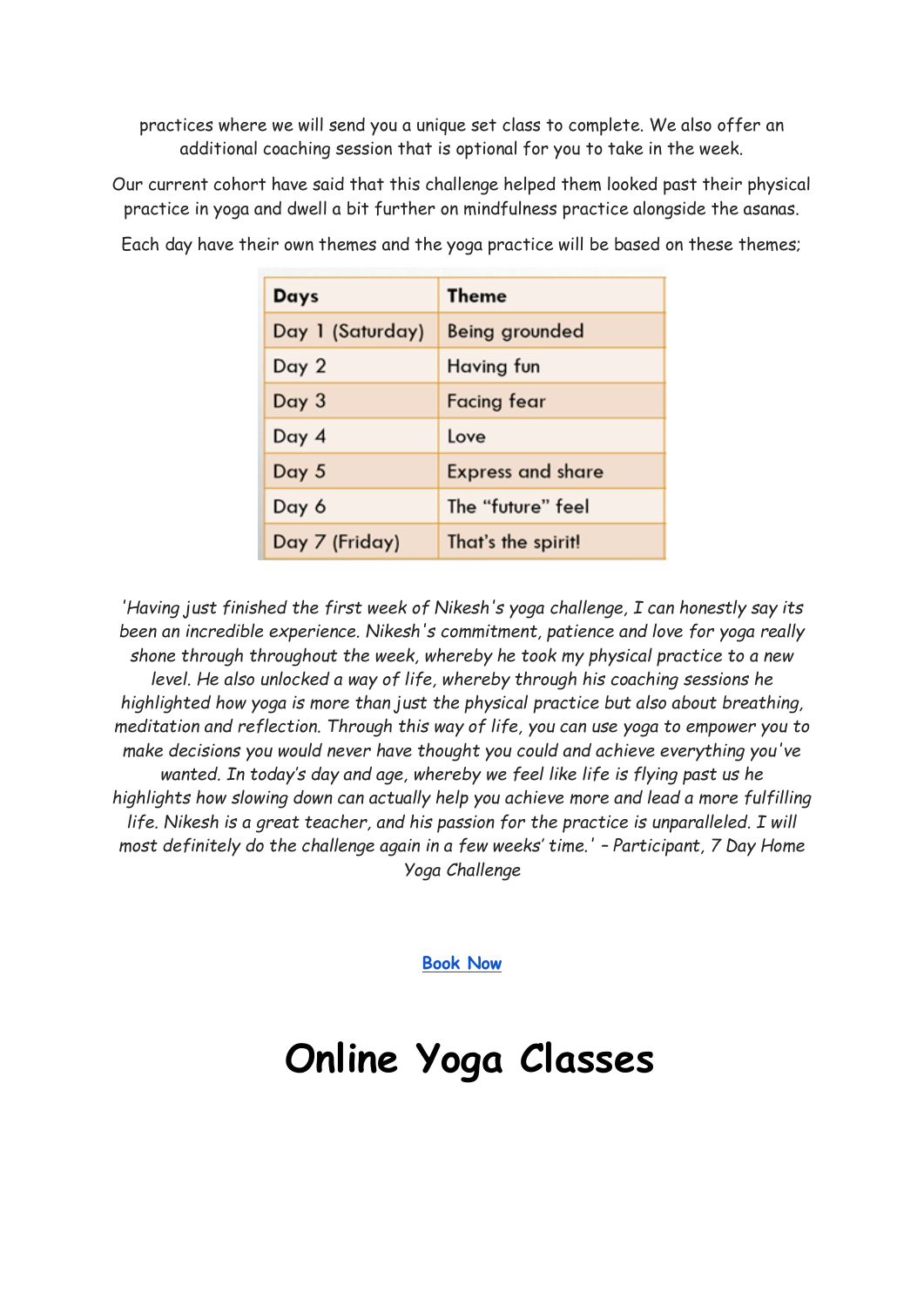practices where we will send you a unique set class to complete. We also offer an additional coaching session that is optional for you to take in the week.

Our current cohort have said that this challenge helped them looked past their physical practice in yoga and dwell a bit further on mindfulness practice alongside the asanas.

Each day have their own themes and the yoga practice will be based on these themes;

| Days | Theme |
|---|---|
| Day 1 (Saturday) | Being grounded |
| Day 2 | Having fun |
| Day 3 | Facing fear |
| Day 4 | Love |
| Day 5 | Express and share |
| Day 6 | The "future" feel |
| Day 7 (Friday) | That's the spirit! |

*'Having just finished the first week of Nikesh's yoga challenge, I can honestly say its been an incredible experience. Nikesh's commitment, patience and love for yoga really shone through throughout the week, whereby he took my physical practice to a new level. He also unlocked a way of life, whereby through his coaching sessions he highlighted how yoga is more than just the physical practice but also about breathing, meditation and reflection. Through this way of life, you can use yoga to empower you to make decisions you would never have thought you could and achieve everything you've wanted. In today's day and age, whereby we feel like life is flying past us he highlights how slowing down can actually help you achieve more and lead a more fulfilling life. Nikesh is a great teacher, and his passion for the practice is unparalleled. I will most definitely do the challenge again in a few weeks' time.' – Participant, 7 Day Home Yoga Challenge*

**Book Now**

# Online Yoga Classes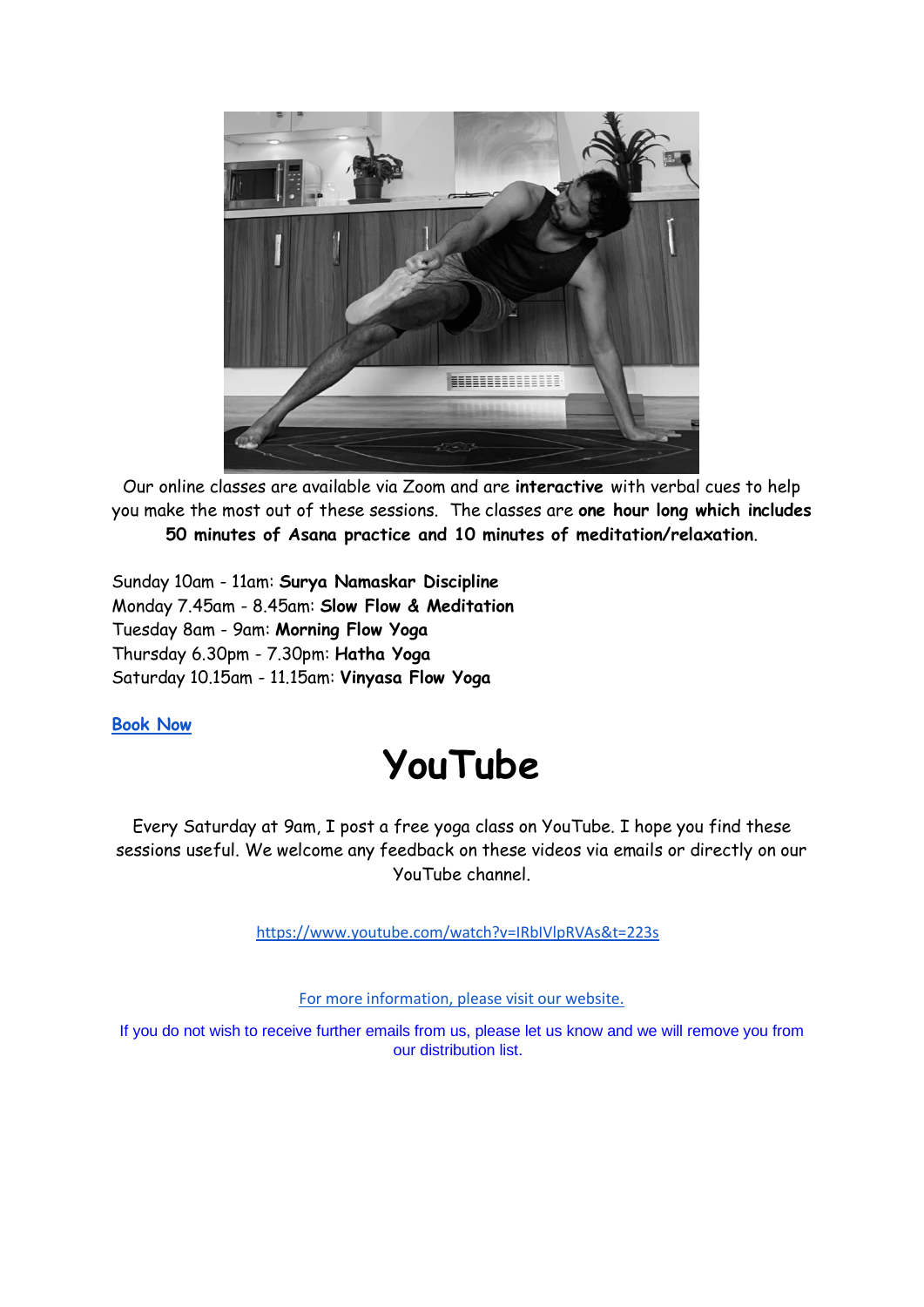Our online classes are available via Zoom and are **interactive** with verbal cues to help you make the most out of these sessions. The classes are **one hour long which includes 50 minutes of Asana practice and 10 minutes of meditation/relaxation**.

Sunday 10am - 11am: **Surya Namaskar Discipline**
Monday 7.45am - 8.45am: **Slow Flow & Meditation**
Tuesday 8am - 9am: **Morning Flow Yoga**
Thursday 6.30pm - 7.30pm: **Hatha Yoga**
Saturday 10.15am - 11.15am: **Vinyasa Flow Yoga**

**Book Now**

# YouTube

Every Saturday at 9am, I post a free yoga class on YouTube. I hope you find these sessions useful. We welcome any feedback on these videos via emails or directly on our YouTube channel.

https://www.youtube.com/watch?v=IRbIVlpRVAs&t=223s

For more information, please visit our website.

If you do not wish to receive further emails from us, please let us know and we will remove you from our distribution list.